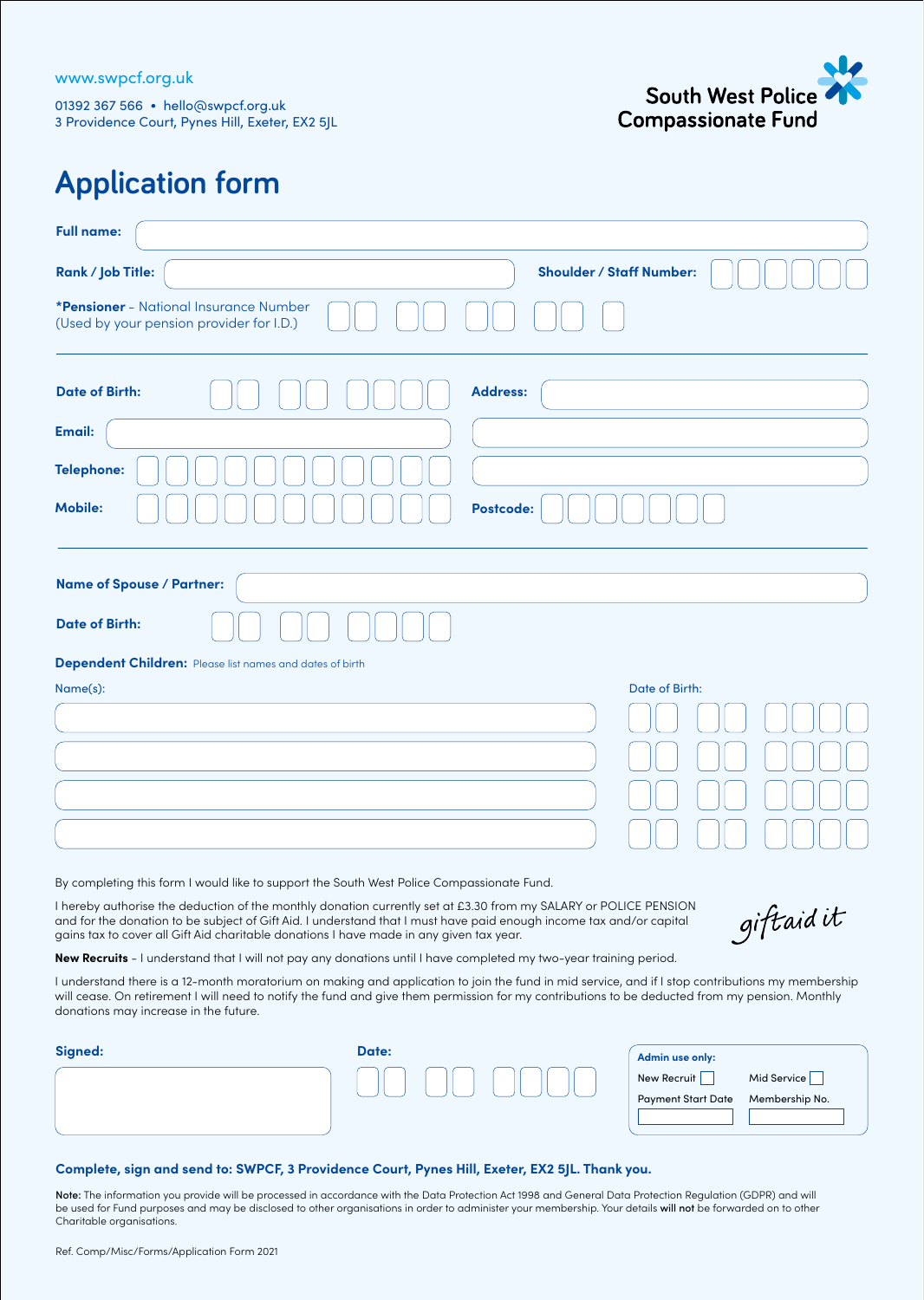www.swpcf.org.uk

01392 367 566 • hello@swpcf.org.uk
3 Providence Court, Pynes Hill, Exeter, EX2 5JL

**South West Police Compassionate Fund**

# Application form

**Full name:**

**Rank / Job Title:**

**Shoulder / Staff Number:**

***Pensioner** – National Insurance Number
(Used by your pension provider for I.D.)

**Date of Birth:**

**Address:**

**Email:**

**Telephone:**

**Mobile:**

**Postcode:**

**Name of Spouse / Partner:**

**Date of Birth:**

**Dependent Children:** Please list names and dates of birth

| Name(s): | Date of Birth: |
| --- | --- |
| | |
| | |
| | |
| | |

By completing this form I would like to support the South West Police Compassionate Fund.

I hereby authorise the deduction of the monthly donation currently set at £3.30 from my SALARY or POLICE PENSION and for the donation to be subject of Gift Aid. I understand that I must have paid enough income tax and/or capital gains tax to cover all Gift Aid charitable donations I have made in any given tax year.

giftaid it

**New Recruits** – I understand that I will not pay any donations until I have completed my two-year training period.

I understand there is a 12-month moratorium on making and application to join the fund in mid service, and if I stop contributions my membership will cease. On retirement I will need to notify the fund and give them permission for my contributions to be deducted from my pension. Monthly donations may increase in the future.

**Signed:**

**Date:**

**Admin use only:**
New Recruit ☐ Mid Service ☐
Payment Start Date Membership No.

**Complete, sign and send to: SWPCF, 3 Providence Court, Pynes Hill, Exeter, EX2 5JL. Thank you.**

**Note:** The information you provide will be processed in accordance with the Data Protection Act 1998 and General Data Protection Regulation (GDPR) and will be used for Fund purposes and may be disclosed to other organisations in order to administer your membership. Your details **will not** be forwarded on to other Charitable organisations.

Ref. Comp/Misc/Forms/Application Form 2021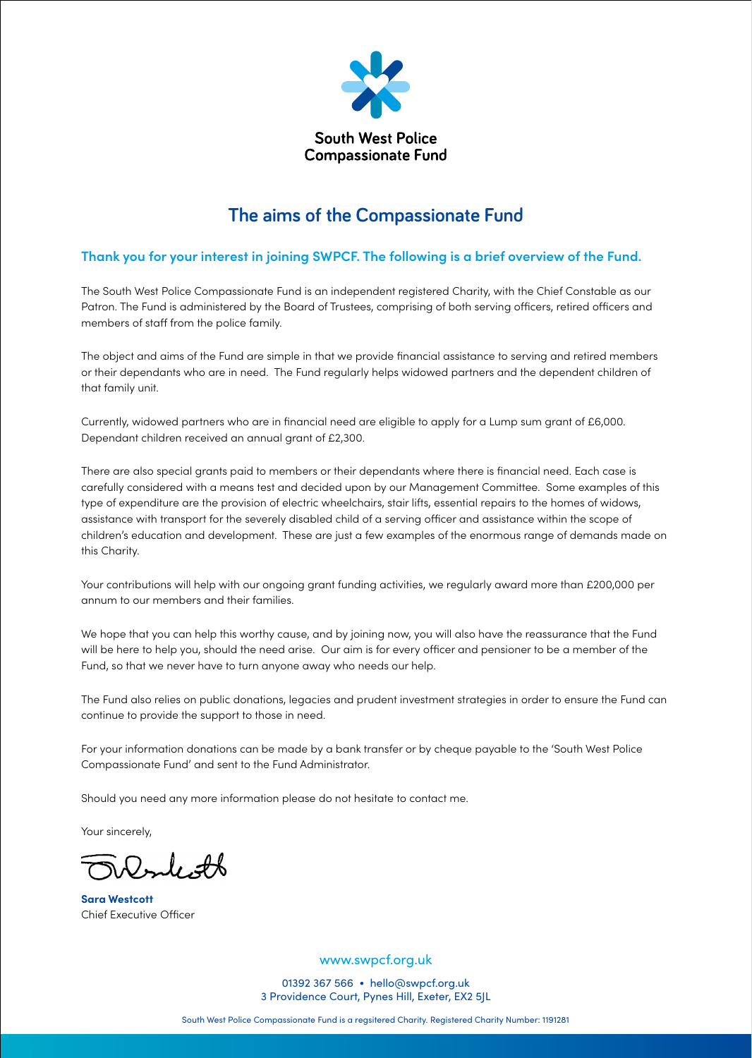South West Police Compassionate Fund

# The aims of the Compassionate Fund

### Thank you for your interest in joining SWPCF. The following is a brief overview of the Fund.

The South West Police Compassionate Fund is an independent registered Charity, with the Chief Constable as our Patron. The Fund is administered by the Board of Trustees, comprising of both serving officers, retired officers and members of staff from the police family.

The object and aims of the Fund are simple in that we provide financial assistance to serving and retired members or their dependants who are in need. The Fund regularly helps widowed partners and the dependent children of that family unit.

Currently, widowed partners who are in financial need are eligible to apply for a Lump sum grant of £6,000. Dependant children received an annual grant of £2,300.

There are also special grants paid to members or their dependants where there is financial need. Each case is carefully considered with a means test and decided upon by our Management Committee. Some examples of this type of expenditure are the provision of electric wheelchairs, stair lifts, essential repairs to the homes of widows, assistance with transport for the severely disabled child of a serving officer and assistance within the scope of children's education and development. These are just a few examples of the enormous range of demands made on this Charity.

Your contributions will help with our ongoing grant funding activities, we regularly award more than £200,000 per annum to our members and their families.

We hope that you can help this worthy cause, and by joining now, you will also have the reassurance that the Fund will be here to help you, should the need arise. Our aim is for every officer and pensioner to be a member of the Fund, so that we never have to turn anyone away who needs our help.

The Fund also relies on public donations, legacies and prudent investment strategies in order to ensure the Fund can continue to provide the support to those in need.

For your information donations can be made by a bank transfer or by cheque payable to the 'South West Police Compassionate Fund' and sent to the Fund Administrator.

Should you need any more information please do not hesitate to contact me.

Your sincerely,

**Sara Westcott**
Chief Executive Officer

www.swpcf.org.uk

01392 367 566 • hello@swpcf.org.uk
3 Providence Court, Pynes Hill, Exeter, EX2 5JL

South West Police Compassionate Fund is a regsitered Charity. Registered Charity Number: 1191281